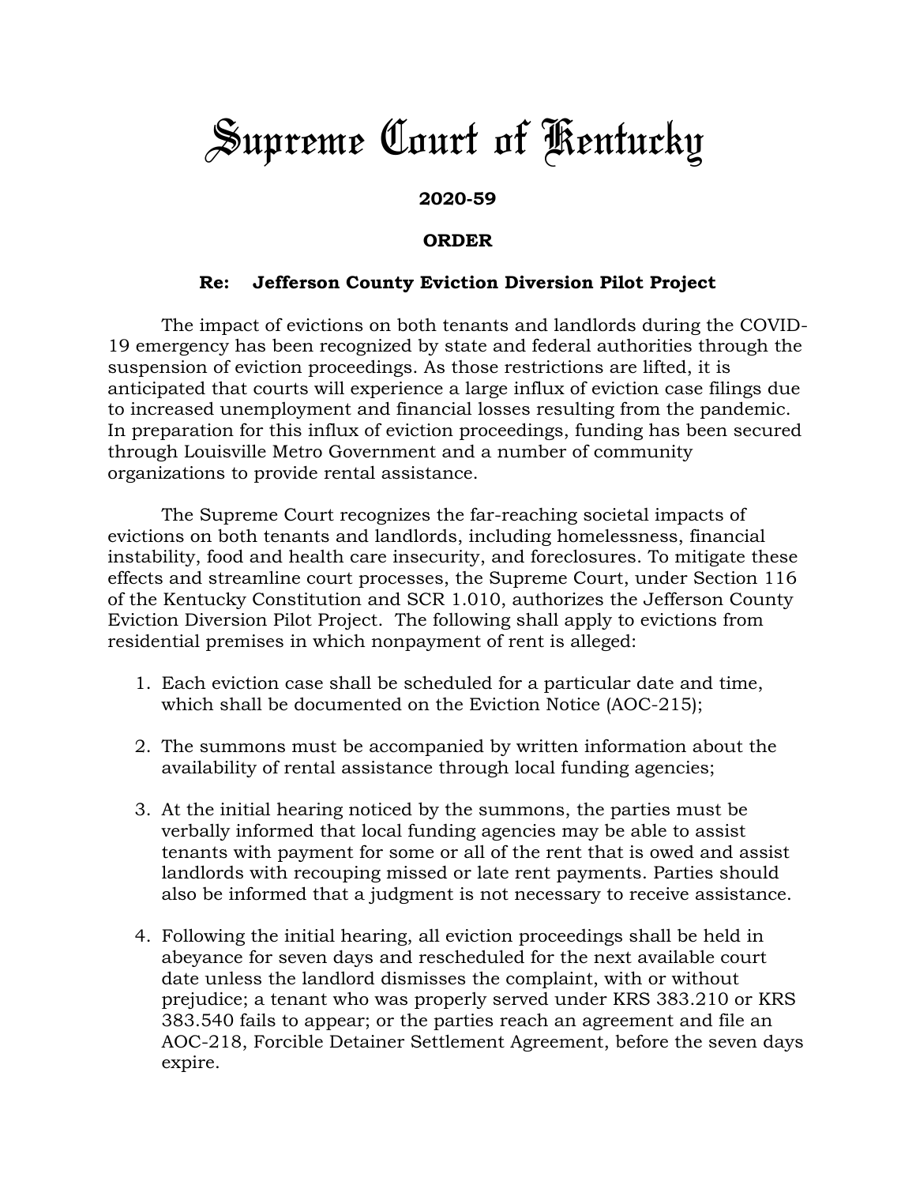# Supreme Court of Kentucky

**2020-59**

**ORDER**

**Re: Jefferson County Eviction Diversion Pilot Project**

The impact of evictions on both tenants and landlords during the COVID-19 emergency has been recognized by state and federal authorities through the suspension of eviction proceedings. As those restrictions are lifted, it is anticipated that courts will experience a large influx of eviction case filings due to increased unemployment and financial losses resulting from the pandemic. In preparation for this influx of eviction proceedings, funding has been secured through Louisville Metro Government and a number of community organizations to provide rental assistance.

The Supreme Court recognizes the far-reaching societal impacts of evictions on both tenants and landlords, including homelessness, financial instability, food and health care insecurity, and foreclosures. To mitigate these effects and streamline court processes, the Supreme Court, under Section 116 of the Kentucky Constitution and SCR 1.010, authorizes the Jefferson County Eviction Diversion Pilot Project. The following shall apply to evictions from residential premises in which nonpayment of rent is alleged:

1. Each eviction case shall be scheduled for a particular date and time, which shall be documented on the Eviction Notice (AOC-215);

2. The summons must be accompanied by written information about the availability of rental assistance through local funding agencies;

3. At the initial hearing noticed by the summons, the parties must be verbally informed that local funding agencies may be able to assist tenants with payment for some or all of the rent that is owed and assist landlords with recouping missed or late rent payments. Parties should also be informed that a judgment is not necessary to receive assistance.

4. Following the initial hearing, all eviction proceedings shall be held in abeyance for seven days and rescheduled for the next available court date unless the landlord dismisses the complaint, with or without prejudice; a tenant who was properly served under KRS 383.210 or KRS 383.540 fails to appear; or the parties reach an agreement and file an AOC-218, Forcible Detainer Settlement Agreement, before the seven days expire.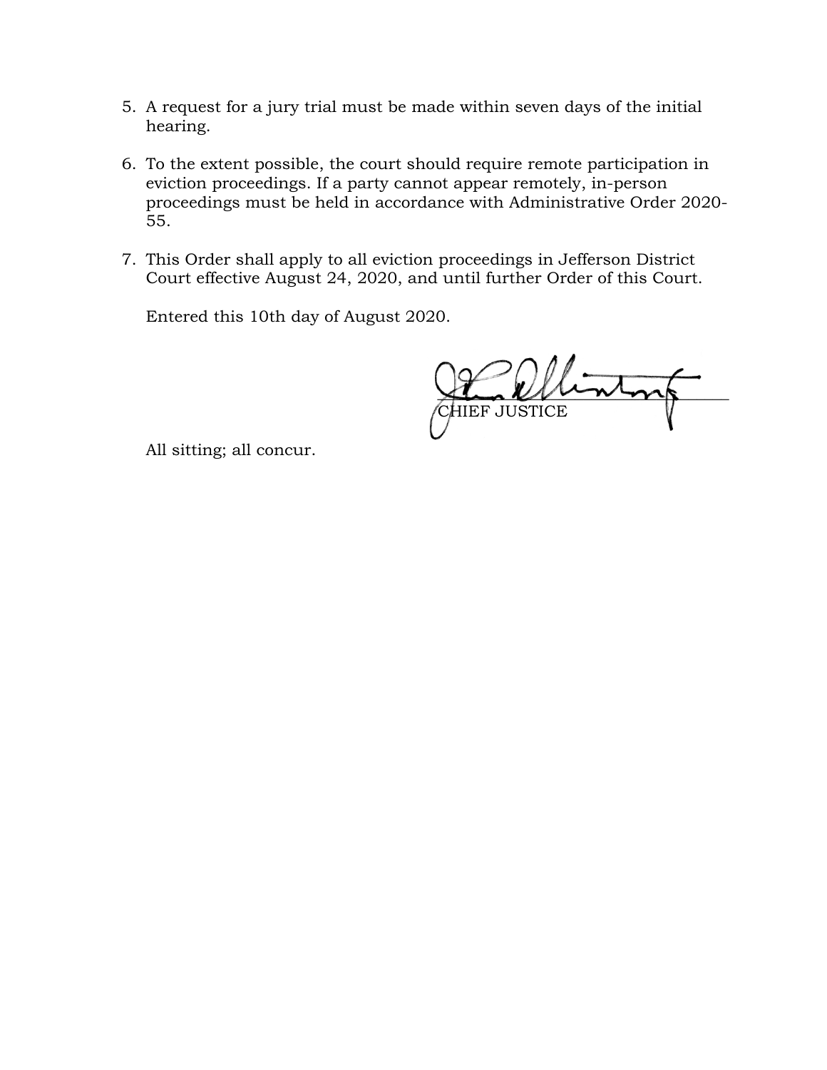5. A request for a jury trial must be made within seven days of the initial hearing.

6. To the extent possible, the court should require remote participation in eviction proceedings. If a party cannot appear remotely, in-person proceedings must be held in accordance with Administrative Order 2020-55.

7. This Order shall apply to all eviction proceedings in Jefferson District Court effective August 24, 2020, and until further Order of this Court.

Entered this 10th day of August 2020.

CHIEF JUSTICE

All sitting; all concur.